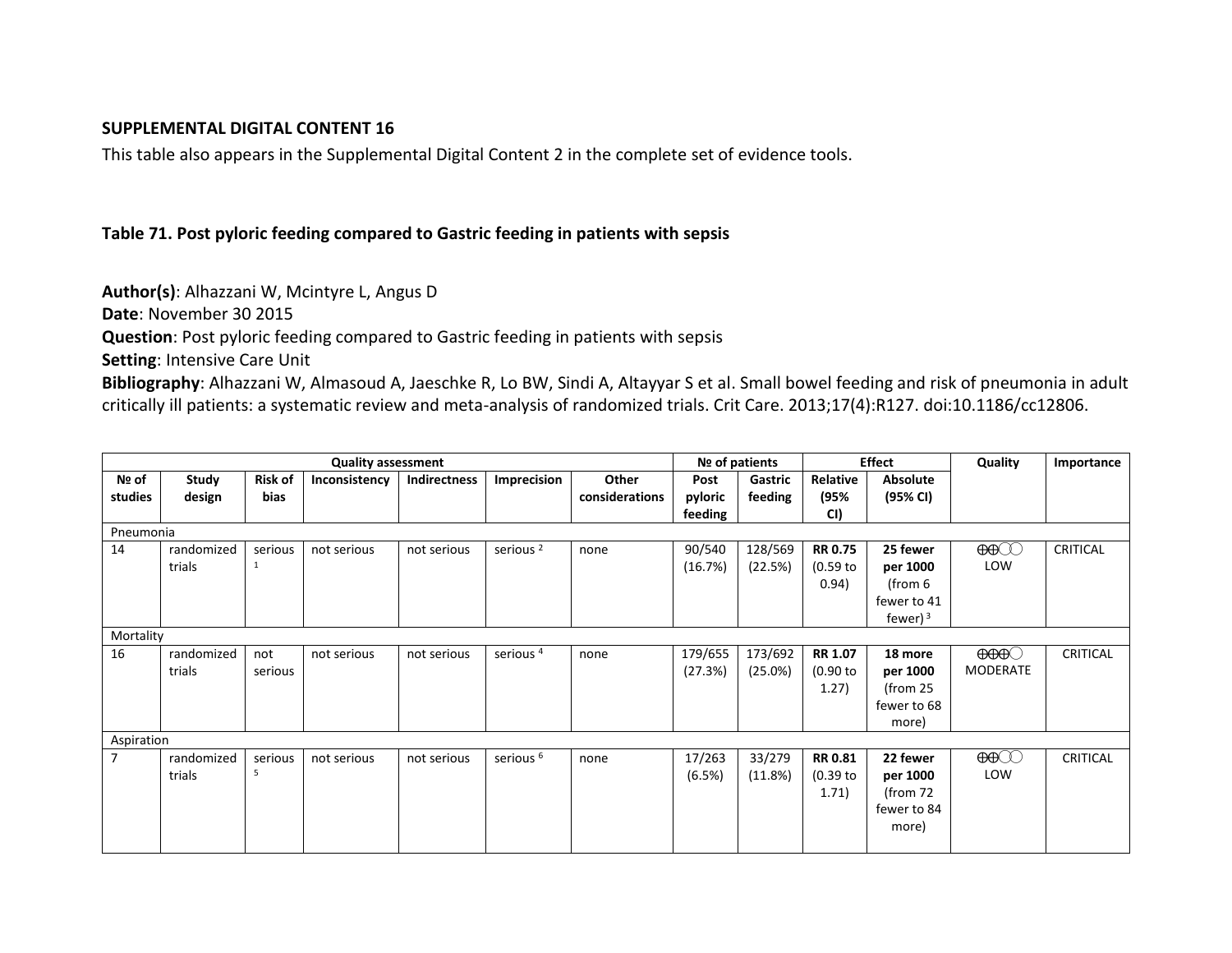**SUPPLEMENTAL DIGITAL CONTENT 16**

This table also appears in the Supplemental Digital Content 2 in the complete set of evidence tools.

### Table 71. Post pyloric feeding compared to Gastric feeding in patients with sepsis

**Author(s)**: Alhazzani W, Mcintyre L, Angus D
**Date**: November 30 2015
**Question**: Post pyloric feeding compared to Gastric feeding in patients with sepsis
**Setting**: Intensive Care Unit
**Bibliography**: Alhazzani W, Almasoud A, Jaeschke R, Lo BW, Sindi A, Altayyar S et al. Small bowel feeding and risk of pneumonia in adult critically ill patients: a systematic review and meta-analysis of randomized trials. Crit Care. 2013;17(4):R127. doi:10.1186/cc12806.

| Quality assessment | | | | | | | № of patients | | Effect | | Quality | Importance |
|---|---|---|---|---|---|---|---|---|---|---|---|---|
| № of studies | Study design | Risk of bias | Inconsistency | Indirectness | Imprecision | Other considerations | Post pyloric feeding | Gastric feeding | Relative (95% CI) | Absolute (95% CI) | | |
| Pneumonia | | | | | | | | | | | | |
| 14 | randomized trials | serious [1] | not serious | not serious | serious [2] | none | 90/540 (16.7%) | 128/569 (22.5%) | **RR 0.75** (0.59 to 0.94) | **25 fewer per 1000** (from 6 fewer to 41 fewer) [3] | ⨁⨁◯◯ LOW | CRITICAL |
| Mortality | | | | | | | | | | | | |
| 16 | randomized trials | not serious | not serious | not serious | serious [4] | none | 179/655 (27.3%) | 173/692 (25.0%) | **RR 1.07** (0.90 to 1.27) | **18 more per 1000** (from 25 fewer to 68 more) | ⨁⨁⨁◯ MODERATE | CRITICAL |
| Aspiration | | | | | | | | | | | | |
| 7 | randomized trials | serious [5] | not serious | not serious | serious [6] | none | 17/263 (6.5%) | 33/279 (11.8%) | **RR 0.81** (0.39 to 1.71) | **22 fewer per 1000** (from 72 fewer to 84 more) | ⨁⨁◯◯ LOW | CRITICAL |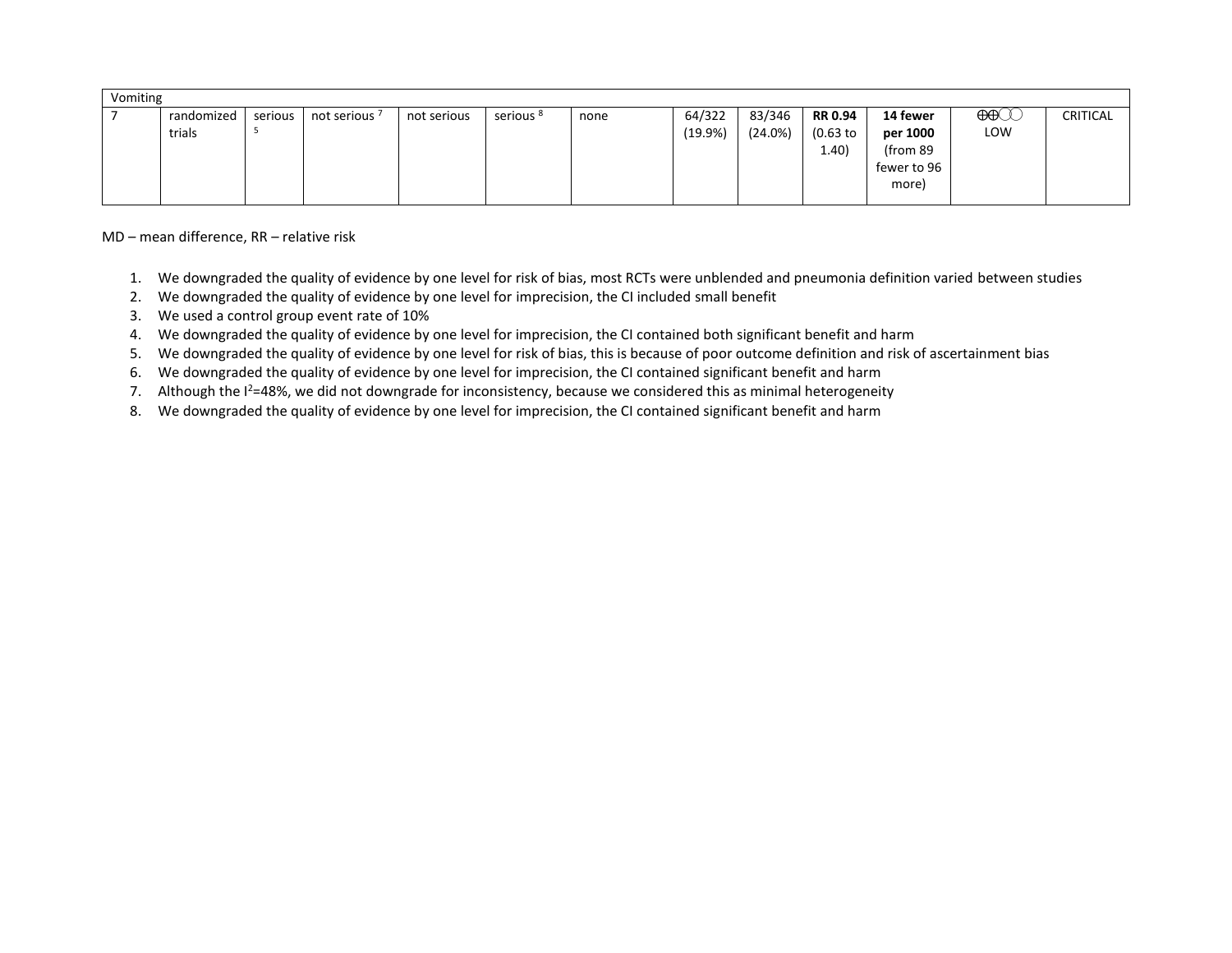| | | | | | | | | | | | | |
|---|---|---|---|---|---|---|---|---|---|---|---|---|
| Vomiting | | | | | | | | | | | | |
| 7 | randomized trials | serious [5] | not serious [7] | not serious | serious [8] | none | 64/322 (19.9%) | 83/346 (24.0%) | **RR 0.94** (0.63 to 1.40) | **14 fewer per 1000** (from 89 fewer to 96 more) | ⨁⨁◯◯ LOW | CRITICAL |

MD – mean difference, RR – relative risk

1. We downgraded the quality of evidence by one level for risk of bias, most RCTs were unblended and pneumonia definition varied between studies
2. We downgraded the quality of evidence by one level for imprecision, the CI included small benefit
3. We used a control group event rate of 10%
4. We downgraded the quality of evidence by one level for imprecision, the CI contained both significant benefit and harm
5. We downgraded the quality of evidence by one level for risk of bias, this is because of poor outcome definition and risk of ascertainment bias
6. We downgraded the quality of evidence by one level for imprecision, the CI contained significant benefit and harm
7. Although the $I^2$=48%, we did not downgrade for inconsistency, because we considered this as minimal heterogeneity
8. We downgraded the quality of evidence by one level for imprecision, the CI contained significant benefit and harm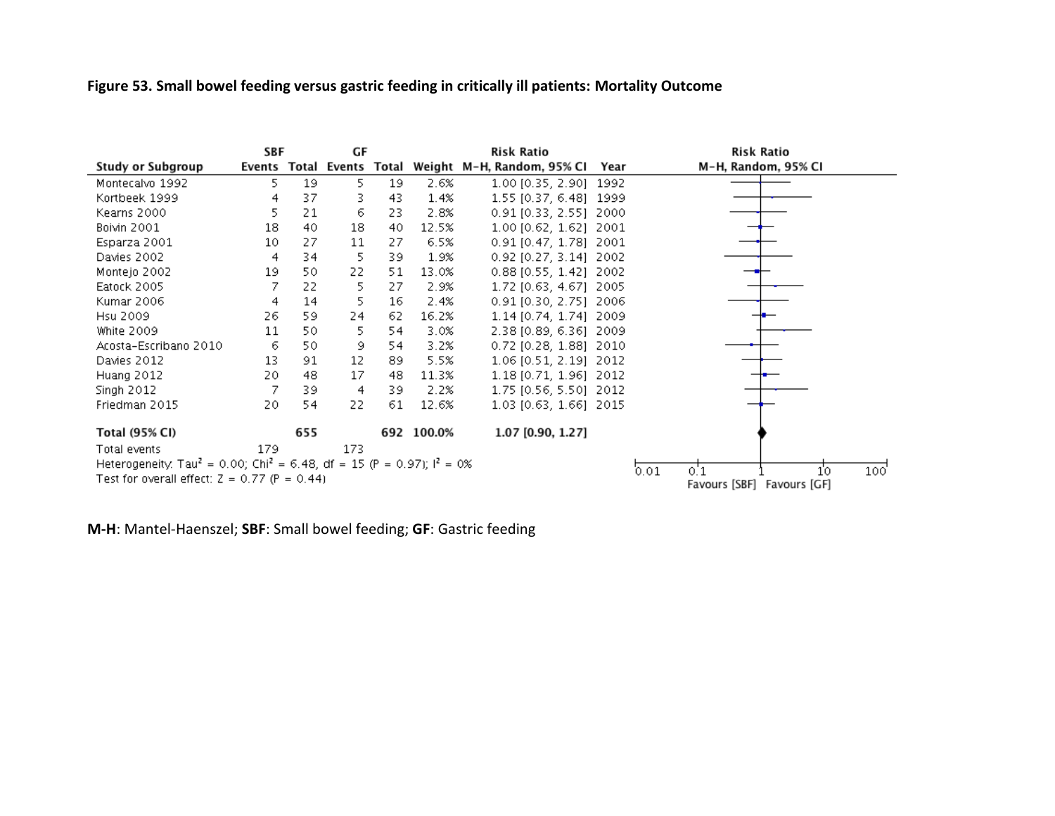**Figure 53. Small bowel feeding versus gastric feeding in critically ill patients: Mortality Outcome**

| Study or Subgroup | SBF Events | SBF Total | GF Events | GF Total | Weight | Risk Ratio M-H, Random, 95% CI | Year |
|---|---|---|---|---|---|---|---|
| Montecalvo 1992 | 5 | 19 | 5 | 19 | 2.6% | 1.00 [0.35, 2.90] | 1992 |
| Kortbeek 1999 | 4 | 37 | 3 | 43 | 1.4% | 1.55 [0.37, 6.48] | 1999 |
| Kearns 2000 | 5 | 21 | 6 | 23 | 2.8% | 0.91 [0.33, 2.55] | 2000 |
| Boivin 2001 | 18 | 40 | 18 | 40 | 12.5% | 1.00 [0.62, 1.62] | 2001 |
| Esparza 2001 | 10 | 27 | 11 | 27 | 6.5% | 0.91 [0.47, 1.78] | 2001 |
| Davies 2002 | 4 | 34 | 5 | 39 | 1.9% | 0.92 [0.27, 3.14] | 2002 |
| Montejo 2002 | 19 | 50 | 22 | 51 | 13.0% | 0.88 [0.55, 1.42] | 2002 |
| Eatock 2005 | 7 | 22 | 5 | 27 | 2.9% | 1.72 [0.63, 4.67] | 2005 |
| Kumar 2006 | 4 | 14 | 5 | 16 | 2.4% | 0.91 [0.30, 2.75] | 2006 |
| Hsu 2009 | 26 | 59 | 24 | 62 | 16.2% | 1.14 [0.74, 1.74] | 2009 |
| White 2009 | 11 | 50 | 5 | 54 | 3.0% | 2.38 [0.89, 6.36] | 2009 |
| Acosta-Escribano 2010 | 6 | 50 | 9 | 54 | 3.2% | 0.72 [0.28, 1.88] | 2010 |
| Davies 2012 | 13 | 91 | 12 | 89 | 5.5% | 1.06 [0.51, 2.19] | 2012 |
| Huang 2012 | 20 | 48 | 17 | 48 | 11.3% | 1.18 [0.71, 1.96] | 2012 |
| Singh 2012 | 7 | 39 | 4 | 39 | 2.2% | 1.75 [0.56, 5.50] | 2012 |
| Friedman 2015 | 20 | 54 | 22 | 61 | 12.6% | 1.03 [0.63, 1.66] | 2015 |
| **Total (95% CI)** | | **655** | | **692** | **100.0%** | **1.07 [0.90, 1.27]** | |
| Total events | 179 | | 173 | | | | |

Heterogeneity: $Tau^2 = 0.00$; $Chi^2 = 6.48$, $df = 15$ ($P = 0.97$); $I^2 = 0\%$

Test for overall effect: $Z = 0.77$ ($P = 0.44$)

Risk Ratio M-H, Random, 95% CI — axis: 0.01, 0.1, 1, 10, 100 — Favours [SBF] / Favours [GF]

**M-H**: Mantel-Haenszel; **SBF**: Small bowel feeding; **GF**: Gastric feeding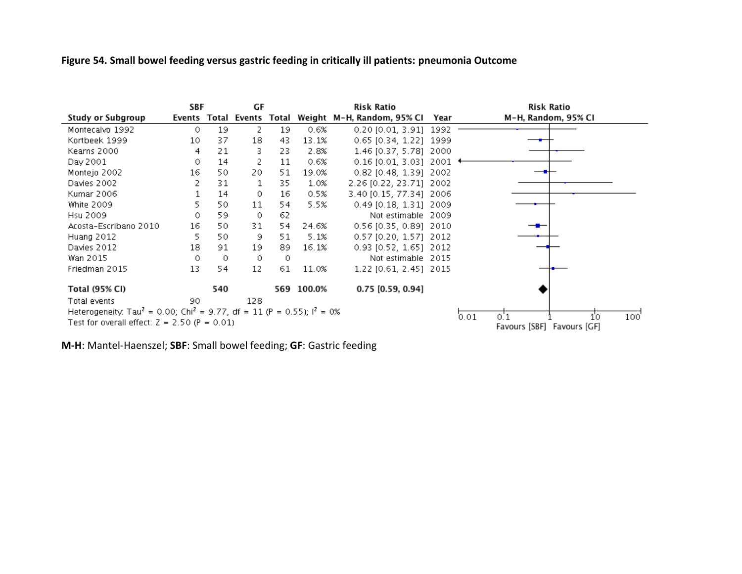**Figure 54. Small bowel feeding versus gastric feeding in critically ill patients: pneumonia Outcome**

| Study or Subgroup | SBF Events | SBF Total | GF Events | GF Total | Weight | Risk Ratio M-H, Random, 95% CI | Year |
|---|---|---|---|---|---|---|---|
| Montecalvo 1992 | 0 | 19 | 2 | 19 | 0.6% | 0.20 [0.01, 3.91] | 1992 |
| Kortbeek 1999 | 10 | 37 | 18 | 43 | 13.1% | 0.65 [0.34, 1.22] | 1999 |
| Kearns 2000 | 4 | 21 | 3 | 23 | 2.8% | 1.46 [0.37, 5.78] | 2000 |
| Day 2001 | 0 | 14 | 2 | 11 | 0.6% | 0.16 [0.01, 3.03] | 2001 |
| Montejo 2002 | 16 | 50 | 20 | 51 | 19.0% | 0.82 [0.48, 1.39] | 2002 |
| Davies 2002 | 2 | 31 | 1 | 35 | 1.0% | 2.26 [0.22, 23.71] | 2002 |
| Kumar 2006 | 1 | 14 | 0 | 16 | 0.5% | 3.40 [0.15, 77.34] | 2006 |
| White 2009 | 5 | 50 | 11 | 54 | 5.5% | 0.49 [0.18, 1.31] | 2009 |
| Hsu 2009 | 0 | 59 | 0 | 62 | | Not estimable | 2009 |
| Acosta-Escribano 2010 | 16 | 50 | 31 | 54 | 24.6% | 0.56 [0.35, 0.89] | 2010 |
| Huang 2012 | 5 | 50 | 9 | 51 | 5.1% | 0.57 [0.20, 1.57] | 2012 |
| Davies 2012 | 18 | 91 | 19 | 89 | 16.1% | 0.93 [0.52, 1.65] | 2012 |
| Wan 2015 | 0 | 0 | 0 | 0 | | Not estimable | 2015 |
| Friedman 2015 | 13 | 54 | 12 | 61 | 11.0% | 1.22 [0.61, 2.45] | 2015 |
| **Total (95% CI)** | | **540** | | **569** | **100.0%** | **0.75 [0.59, 0.94]** | |
| Total events | 90 | | 128 | | | | |

Heterogeneity: $Tau^2 = 0.00$; $Chi^2 = 9.77$, $df = 11$ ($P = 0.55$); $I^2 = 0\%$

Test for overall effect: $Z = 2.50$ ($P = 0.01$)

Favours [SBF] Favours [GF]

**M-H**: Mantel-Haenszel; **SBF**: Small bowel feeding; **GF**: Gastric feeding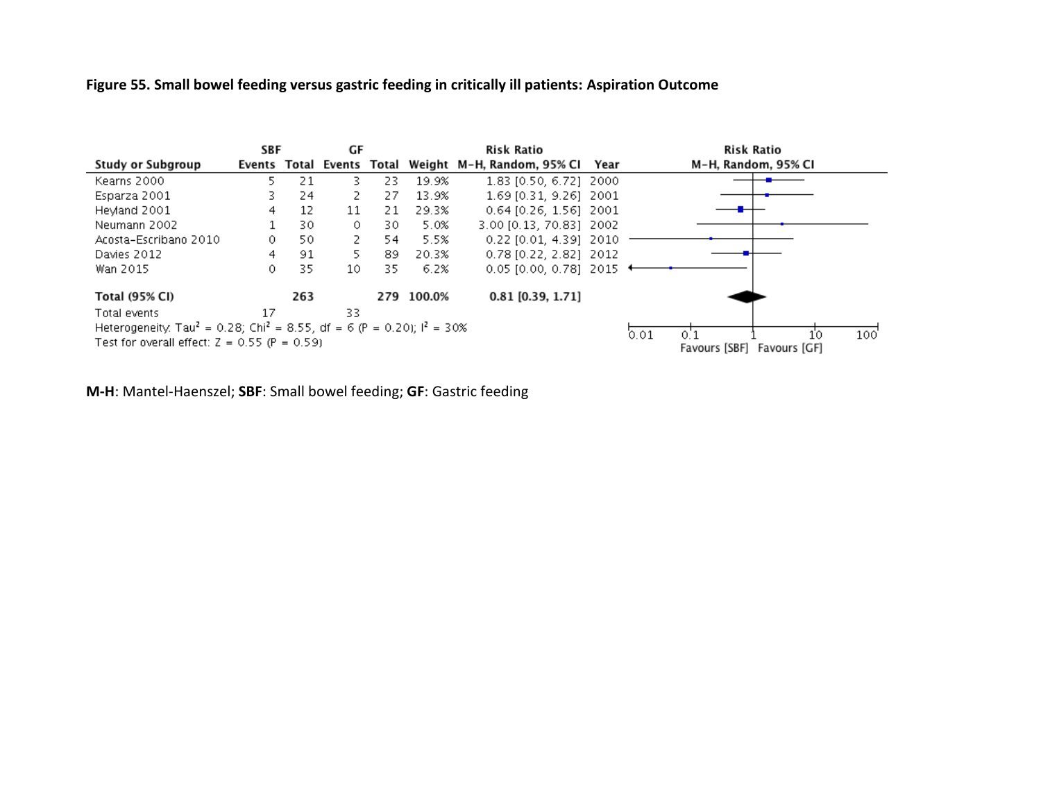**Figure 55. Small bowel feeding versus gastric feeding in critically ill patients: Aspiration Outcome**

| Study or Subgroup | SBF Events | SBF Total | GF Events | GF Total | Weight | Risk Ratio M-H, Random, 95% CI | Year |
|---|---|---|---|---|---|---|---|
| Kearns 2000 | 5 | 21 | 3 | 23 | 19.9% | 1.83 [0.50, 6.72] | 2000 |
| Esparza 2001 | 3 | 24 | 2 | 27 | 13.9% | 1.69 [0.31, 9.26] | 2001 |
| Heyland 2001 | 4 | 12 | 11 | 21 | 29.3% | 0.64 [0.26, 1.56] | 2001 |
| Neumann 2002 | 1 | 30 | 0 | 30 | 5.0% | 3.00 [0.13, 70.83] | 2002 |
| Acosta-Escribano 2010 | 0 | 50 | 2 | 54 | 5.5% | 0.22 [0.01, 4.39] | 2010 |
| Davies 2012 | 4 | 91 | 5 | 89 | 20.3% | 0.78 [0.22, 2.82] | 2012 |
| Wan 2015 | 0 | 35 | 10 | 35 | 6.2% | 0.05 [0.00, 0.78] | 2015 |
| **Total (95% CI)** | | **263** | | **279** | **100.0%** | **0.81 [0.39, 1.71]** | |
| Total events | 17 | | 33 | | | | |

Heterogeneity: Tau² = 0.28; Chi² = 8.55, df = 6 (P = 0.20); I² = 30%

Test for overall effect: Z = 0.55 (P = 0.59)

Favours [SBF] Favours [GF]

**M-H**: Mantel-Haenszel; **SBF**: Small bowel feeding; **GF**: Gastric feeding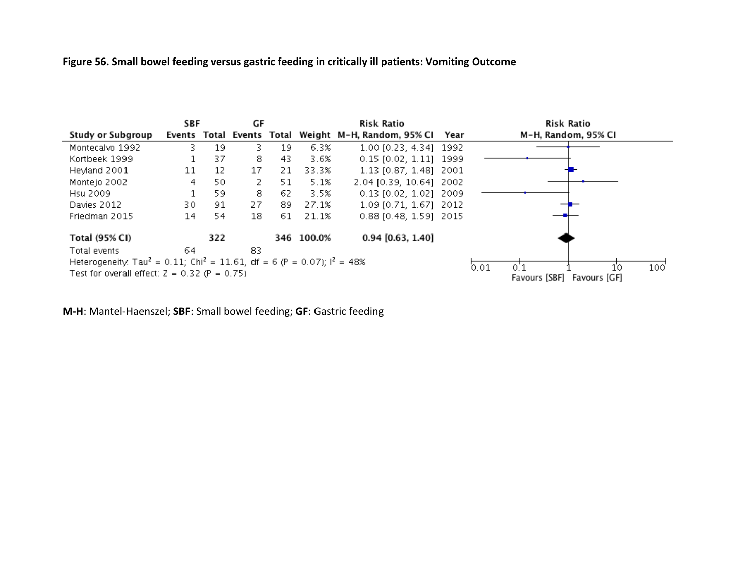**Figure 56. Small bowel feeding versus gastric feeding in critically ill patients: Vomiting Outcome**

| | SBF | | GF | | | Risk Ratio | |
|---|---|---|---|---|---|---|---|
| Study or Subgroup | Events | Total | Events | Total | Weight | M-H, Random, 95% CI | Year |
| Montecalvo 1992 | 3 | 19 | 3 | 19 | 6.3% | 1.00 [0.23, 4.34] | 1992 |
| Kortbeek 1999 | 1 | 37 | 8 | 43 | 3.6% | 0.15 [0.02, 1.11] | 1999 |
| Heyland 2001 | 11 | 12 | 17 | 21 | 33.3% | 1.13 [0.87, 1.48] | 2001 |
| Montejo 2002 | 4 | 50 | 2 | 51 | 5.1% | 2.04 [0.39, 10.64] | 2002 |
| Hsu 2009 | 1 | 59 | 8 | 62 | 3.5% | 0.13 [0.02, 1.02] | 2009 |
| Davies 2012 | 30 | 91 | 27 | 89 | 27.1% | 1.09 [0.71, 1.67] | 2012 |
| Friedman 2015 | 14 | 54 | 18 | 61 | 21.1% | 0.88 [0.48, 1.59] | 2015 |
| **Total (95% CI)** | | **322** | | **346** | **100.0%** | **0.94 [0.63, 1.40]** | |
| Total events | 64 | | 83 | | | | |

Heterogeneity: $Tau^2 = 0.11$; $Chi^2 = 11.61$, df = 6 ($P = 0.07$); $I^2 = 48\%$

Test for overall effect: $Z = 0.32$ ($P = 0.75$)

Risk Ratio
M-H, Random, 95% CI
0.01 0.1 1 10 100
Favours [SBF] Favours [GF]

**M-H**: Mantel-Haenszel; **SBF**: Small bowel feeding; **GF**: Gastric feeding